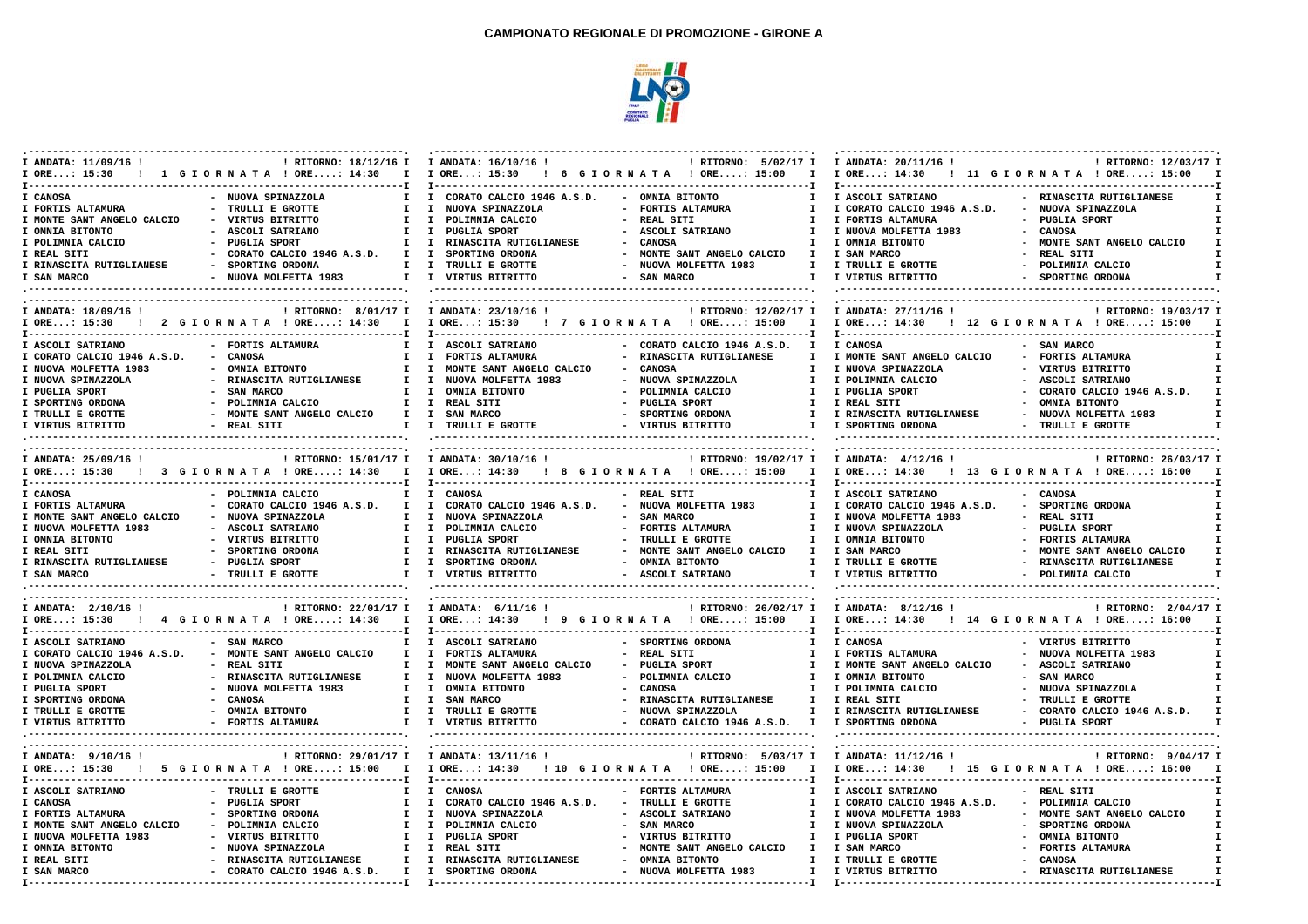# CAMPIONATO REGIONALE DI PROMOZIONE - GIRONE A

## 1 GIORNATA
ANDATA: 11/09/16 ORE...: 15:30 — RITORNO: 18/12/16 ORE....: 14:30

| Casa | Ospite |
|---|---|
| CANOSA | NUOVA SPINAZZOLA |
| FORTIS ALTAMURA | TRULLI E GROTTE |
| MONTE SANT ANGELO CALCIO | VIRTUS BITRITTO |
| OMNIA BITONTO | ASCOLI SATRIANO |
| POLIMNIA CALCIO | PUGLIA SPORT |
| REAL SITI | CORATO CALCIO 1946 A.S.D. |
| RINASCITA RUTIGLIANESE | SPORTING ORDONA |
| SAN MARCO | NUOVA MOLFETTA 1983 |

## 2 GIORNATA
ANDATA: 18/09/16 ORE...: 15:30 — RITORNO: 8/01/17 ORE....: 14:30

| Casa | Ospite |
|---|---|
| ASCOLI SATRIANO | FORTIS ALTAMURA |
| CORATO CALCIO 1946 A.S.D. | CANOSA |
| NUOVA MOLFETTA 1983 | OMNIA BITONTO |
| NUOVA SPINAZZOLA | RINASCITA RUTIGLIANESE |
| PUGLIA SPORT | SAN MARCO |
| SPORTING ORDONA | POLIMNIA CALCIO |
| TRULLI E GROTTE | MONTE SANT ANGELO CALCIO |
| VIRTUS BITRITTO | REAL SITI |

## 3 GIORNATA
ANDATA: 25/09/16 ORE...: 15:30 — RITORNO: 15/01/17 ORE....: 14:30

| Casa | Ospite |
|---|---|
| CANOSA | POLIMNIA CALCIO |
| FORTIS ALTAMURA | CORATO CALCIO 1946 A.S.D. |
| MONTE SANT ANGELO CALCIO | NUOVA SPINAZZOLA |
| NUOVA MOLFETTA 1983 | ASCOLI SATRIANO |
| OMNIA BITONTO | VIRTUS BITRITTO |
| REAL SITI | SPORTING ORDONA |
| RINASCITA RUTIGLIANESE | PUGLIA SPORT |
| SAN MARCO | TRULLI E GROTTE |

## 4 GIORNATA
ANDATA: 2/10/16 ORE...: 15:30 — RITORNO: 22/01/17 ORE....: 14:30

| Casa | Ospite |
|---|---|
| ASCOLI SATRIANO | SAN MARCO |
| CORATO CALCIO 1946 A.S.D. | MONTE SANT ANGELO CALCIO |
| NUOVA SPINAZZOLA | REAL SITI |
| POLIMNIA CALCIO | RINASCITA RUTIGLIANESE |
| PUGLIA SPORT | NUOVA MOLFETTA 1983 |
| SPORTING ORDONA | CANOSA |
| TRULLI E GROTTE | OMNIA BITONTO |
| VIRTUS BITRITTO | FORTIS ALTAMURA |

## 5 GIORNATA
ANDATA: 9/10/16 ORE...: 15:30 — RITORNO: 29/01/17 ORE....: 15:00

| Casa | Ospite |
|---|---|
| ASCOLI SATRIANO | TRULLI E GROTTE |
| CANOSA | PUGLIA SPORT |
| FORTIS ALTAMURA | SPORTING ORDONA |
| MONTE SANT ANGELO CALCIO | POLIMNIA CALCIO |
| NUOVA MOLFETTA 1983 | VIRTUS BITRITTO |
| OMNIA BITONTO | NUOVA SPINAZZOLA |
| REAL SITI | RINASCITA RUTIGLIANESE |
| SAN MARCO | CORATO CALCIO 1946 A.S.D. |

## 6 GIORNATA
ANDATA: 16/10/16 ORE...: 15:30 — RITORNO: 5/02/17 ORE....: 15:00

| Casa | Ospite |
|---|---|
| CORATO CALCIO 1946 A.S.D. | OMNIA BITONTO |
| NUOVA SPINAZZOLA | FORTIS ALTAMURA |
| POLIMNIA CALCIO | REAL SITI |
| PUGLIA SPORT | ASCOLI SATRIANO |
| RINASCITA RUTIGLIANESE | CANOSA |
| SPORTING ORDONA | MONTE SANT ANGELO CALCIO |
| TRULLI E GROTTE | NUOVA MOLFETTA 1983 |
| VIRTUS BITRITTO | SAN MARCO |

## 7 GIORNATA
ANDATA: 23/10/16 ORE...: 15:30 — RITORNO: 12/02/17 ORE....: 15:00

| Casa | Ospite |
|---|---|
| ASCOLI SATRIANO | CORATO CALCIO 1946 A.S.D. |
| FORTIS ALTAMURA | RINASCITA RUTIGLIANESE |
| MONTE SANT ANGELO CALCIO | CANOSA |
| NUOVA MOLFETTA 1983 | NUOVA SPINAZZOLA |
| OMNIA BITONTO | POLIMNIA CALCIO |
| REAL SITI | PUGLIA SPORT |
| SAN MARCO | SPORTING ORDONA |
| TRULLI E GROTTE | VIRTUS BITRITTO |

## 8 GIORNATA
ANDATA: 30/10/16 ORE...: 14:30 — RITORNO: 19/02/17 ORE....: 15:00

| Casa | Ospite |
|---|---|
| CANOSA | REAL SITI |
| CORATO CALCIO 1946 A.S.D. | NUOVA MOLFETTA 1983 |
| NUOVA SPINAZZOLA | SAN MARCO |
| POLIMNIA CALCIO | FORTIS ALTAMURA |
| PUGLIA SPORT | TRULLI E GROTTE |
| RINASCITA RUTIGLIANESE | MONTE SANT ANGELO CALCIO |
| SPORTING ORDONA | OMNIA BITONTO |
| VIRTUS BITRITTO | ASCOLI SATRIANO |

## 9 GIORNATA
ANDATA: 6/11/16 ORE...: 14:30 — RITORNO: 26/02/17 ORE....: 15:00

| Casa | Ospite |
|---|---|
| ASCOLI SATRIANO | SPORTING ORDONA |
| FORTIS ALTAMURA | REAL SITI |
| MONTE SANT ANGELO CALCIO | PUGLIA SPORT |
| NUOVA MOLFETTA 1983 | POLIMNIA CALCIO |
| OMNIA BITONTO | CANOSA |
| SAN MARCO | RINASCITA RUTIGLIANESE |
| TRULLI E GROTTE | NUOVA SPINAZZOLA |
| VIRTUS BITRITTO | CORATO CALCIO 1946 A.S.D. |

## 10 GIORNATA
ANDATA: 13/11/16 ORE...: 14:30 — RITORNO: 5/03/17 ORE....: 15:00

| Casa | Ospite |
|---|---|
| CANOSA | FORTIS ALTAMURA |
| CORATO CALCIO 1946 A.S.D. | TRULLI E GROTTE |
| NUOVA SPINAZZOLA | ASCOLI SATRIANO |
| POLIMNIA CALCIO | SAN MARCO |
| PUGLIA SPORT | VIRTUS BITRITTO |
| REAL SITI | MONTE SANT ANGELO CALCIO |
| RINASCITA RUTIGLIANESE | OMNIA BITONTO |
| SPORTING ORDONA | NUOVA MOLFETTA 1983 |

## 11 GIORNATA
ANDATA: 20/11/16 ORE...: 14:30 — RITORNO: 12/03/17 ORE....: 15:00

| Casa | Ospite |
|---|---|
| ASCOLI SATRIANO | RINASCITA RUTIGLIANESE |
| CORATO CALCIO 1946 A.S.D. | NUOVA SPINAZZOLA |
| FORTIS ALTAMURA | PUGLIA SPORT |
| NUOVA MOLFETTA 1983 | CANOSA |
| OMNIA BITONTO | MONTE SANT ANGELO CALCIO |
| SAN MARCO | REAL SITI |
| TRULLI E GROTTE | POLIMNIA CALCIO |
| VIRTUS BITRITTO | SPORTING ORDONA |

## 12 GIORNATA
ANDATA: 27/11/16 ORE...: 14:30 — RITORNO: 19/03/17 ORE....: 15:00

| Casa | Ospite |
|---|---|
| CANOSA | SAN MARCO |
| MONTE SANT ANGELO CALCIO | FORTIS ALTAMURA |
| NUOVA SPINAZZOLA | VIRTUS BITRITTO |
| POLIMNIA CALCIO | ASCOLI SATRIANO |
| PUGLIA SPORT | CORATO CALCIO 1946 A.S.D. |
| REAL SITI | OMNIA BITONTO |
| RINASCITA RUTIGLIANESE | NUOVA MOLFETTA 1983 |
| SPORTING ORDONA | TRULLI E GROTTE |

## 13 GIORNATA
ANDATA: 4/12/16 ORE...: 14:30 — RITORNO: 26/03/17 ORE....: 16:00

| Casa | Ospite |
|---|---|
| ASCOLI SATRIANO | CANOSA |
| CORATO CALCIO 1946 A.S.D. | SPORTING ORDONA |
| NUOVA MOLFETTA 1983 | REAL SITI |
| NUOVA SPINAZZOLA | PUGLIA SPORT |
| OMNIA BITONTO | FORTIS ALTAMURA |
| SAN MARCO | MONTE SANT ANGELO CALCIO |
| TRULLI E GROTTE | RINASCITA RUTIGLIANESE |
| VIRTUS BITRITTO | POLIMNIA CALCIO |

## 14 GIORNATA
ANDATA: 8/12/16 ORE...: 14:30 — RITORNO: 2/04/17 ORE....: 16:00

| Casa | Ospite |
|---|---|
| CANOSA | VIRTUS BITRITTO |
| FORTIS ALTAMURA | NUOVA MOLFETTA 1983 |
| MONTE SANT ANGELO CALCIO | ASCOLI SATRIANO |
| OMNIA BITONTO | SAN MARCO |
| POLIMNIA CALCIO | NUOVA SPINAZZOLA |
| REAL SITI | TRULLI E GROTTE |
| RINASCITA RUTIGLIANESE | CORATO CALCIO 1946 A.S.D. |
| SPORTING ORDONA | PUGLIA SPORT |

## 15 GIORNATA
ANDATA: 11/12/16 ORE...: 14:30 — RITORNO: 9/04/17 ORE....: 16:00

| Casa | Ospite |
|---|---|
| ASCOLI SATRIANO | REAL SITI |
| CORATO CALCIO 1946 A.S.D. | POLIMNIA CALCIO |
| NUOVA MOLFETTA 1983 | MONTE SANT ANGELO CALCIO |
| NUOVA SPINAZZOLA | SPORTING ORDONA |
| PUGLIA SPORT | OMNIA BITONTO |
| SAN MARCO | FORTIS ALTAMURA |
| TRULLI E GROTTE | CANOSA |
| VIRTUS BITRITTO | RINASCITA RUTIGLIANESE |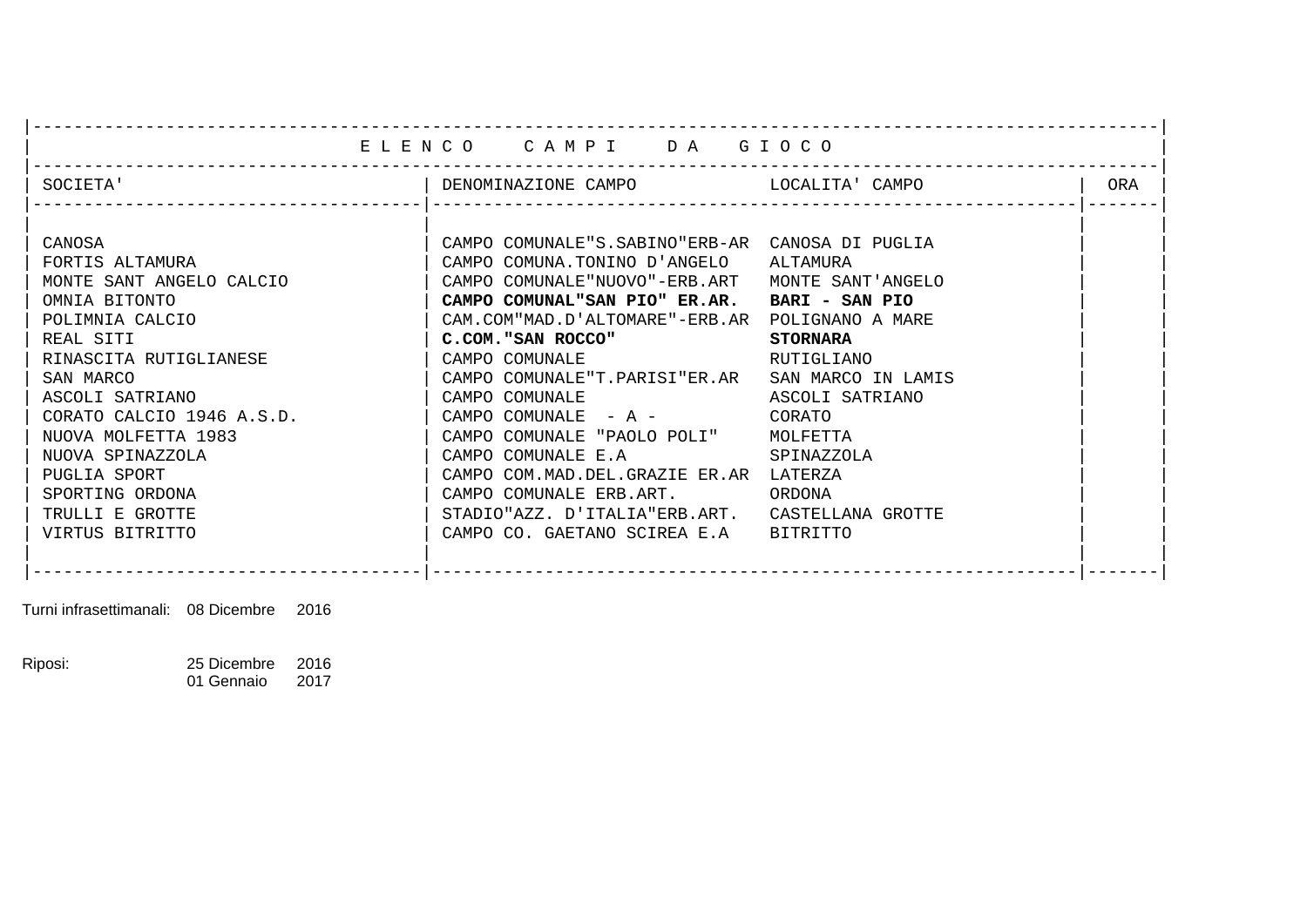## E L E N C O &nbsp;&nbsp; C A M P I &nbsp;&nbsp; D A &nbsp;&nbsp; G I O C O

| SOCIETA' | DENOMINAZIONE CAMPO | LOCALITA' CAMPO | ORA |
|---|---|---|---|
| CANOSA | CAMPO COMUNALE"S.SABINO"ERB-AR | CANOSA DI PUGLIA | |
| FORTIS ALTAMURA | CAMPO COMUNA.TONINO D'ANGELO | ALTAMURA | |
| MONTE SANT ANGELO CALCIO | CAMPO COMUNALE"NUOVO"-ERB.ART | MONTE SANT'ANGELO | |
| OMNIA BITONTO | **CAMPO COMUNAL"SAN PIO" ER.AR.** | **BARI - SAN PIO** | |
| POLIMNIA CALCIO | CAM.COM"MAD.D'ALTOMARE"-ERB.AR | POLIGNANO A MARE | |
| REAL SITI | **C.COM."SAN ROCCO"** | **STORNARA** | |
| RINASCITA RUTIGLIANESE | CAMPO COMUNALE | RUTIGLIANO | |
| SAN MARCO | CAMPO COMUNALE"T.PARISI"ER.AR | SAN MARCO IN LAMIS | |
| ASCOLI SATRIANO | CAMPO COMUNALE | ASCOLI SATRIANO | |
| CORATO CALCIO 1946 A.S.D. | CAMPO COMUNALE - A - | CORATO | |
| NUOVA MOLFETTA 1983 | CAMPO COMUNALE "PAOLO POLI" | MOLFETTA | |
| NUOVA SPINAZZOLA | CAMPO COMUNALE E.A | SPINAZZOLA | |
| PUGLIA SPORT | CAMPO COM.MAD.DEL.GRAZIE ER.AR | LATERZA | |
| SPORTING ORDONA | CAMPO COMUNALE ERB.ART. | ORDONA | |
| TRULLI E GROTTE | STADIO"AZZ. D'ITALIA"ERB.ART. | CASTELLANA GROTTE | |
| VIRTUS BITRITTO | CAMPO CO. GAETANO SCIREA E.A | BITRITTO | |

Turni infrasettimanali: 08 Dicembre 2016

Riposi: 25 Dicembre 2016
01 Gennaio 2017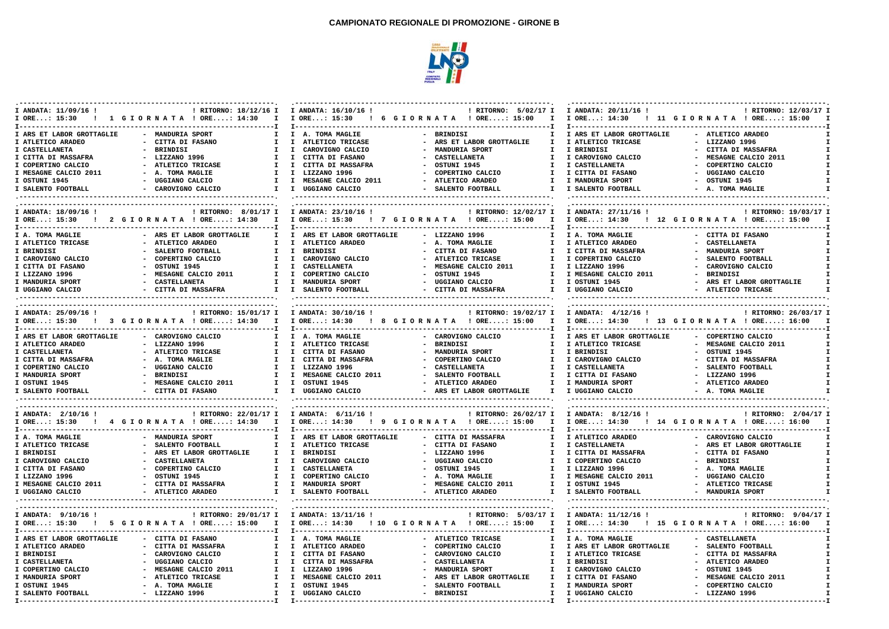# CAMPIONATO REGIONALE DI PROMOZIONE - GIRONE B

## 1 GIORNATA

ANDATA: 11/09/16 ORE...: 15:30 — RITORNO: 18/12/16 ORE....: 14:30

| Casa | Ospite |
|---|---|
| ARS ET LABOR GROTTAGLIE | MANDURIA SPORT |
| ATLETICO ARADEO | CITTA DI FASANO |
| CASTELLANETA | BRINDISI |
| CITTA DI MASSAFRA | LIZZANO 1996 |
| COPERTINO CALCIO | ATLETICO TRICASE |
| MESAGNE CALCIO 2011 | A. TOMA MAGLIE |
| OSTUNI 1945 | UGGIANO CALCIO |
| SALENTO FOOTBALL | CAROVIGNO CALCIO |

## 2 GIORNATA

ANDATA: 18/09/16 ORE...: 15:30 — RITORNO: 8/01/17 ORE....: 14:30

| Casa | Ospite |
|---|---|
| A. TOMA MAGLIE | ARS ET LABOR GROTTAGLIE |
| ATLETICO TRICASE | ATLETICO ARADEO |
| BRINDISI | SALENTO FOOTBALL |
| CAROVIGNO CALCIO | COPERTINO CALCIO |
| CITTA DI FASANO | OSTUNI 1945 |
| LIZZANO 1996 | MESAGNE CALCIO 2011 |
| MANDURIA SPORT | CASTELLANETA |
| UGGIANO CALCIO | CITTA DI MASSAFRA |

## 3 GIORNATA

ANDATA: 25/09/16 ORE...: 15:30 — RITORNO: 15/01/17 ORE....: 14:30

| Casa | Ospite |
|---|---|
| ARS ET LABOR GROTTAGLIE | CAROVIGNO CALCIO |
| ATLETICO ARADEO | LIZZANO 1996 |
| CASTELLANETA | ATLETICO TRICASE |
| CITTA DI MASSAFRA | A. TOMA MAGLIE |
| COPERTINO CALCIO | UGGIANO CALCIO |
| MANDURIA SPORT | BRINDISI |
| OSTUNI 1945 | MESAGNE CALCIO 2011 |
| SALENTO FOOTBALL | CITTA DI FASANO |

## 4 GIORNATA

ANDATA: 2/10/16 ORE...: 15:30 — RITORNO: 22/01/17 ORE....: 14:30

| Casa | Ospite |
|---|---|
| A. TOMA MAGLIE | MANDURIA SPORT |
| ATLETICO TRICASE | SALENTO FOOTBALL |
| BRINDISI | ARS ET LABOR GROTTAGLIE |
| CAROVIGNO CALCIO | CASTELLANETA |
| CITTA DI FASANO | COPERTINO CALCIO |
| LIZZANO 1996 | OSTUNI 1945 |
| MESAGNE CALCIO 2011 | CITTA DI MASSAFRA |
| UGGIANO CALCIO | ATLETICO ARADEO |

## 5 GIORNATA

ANDATA: 9/10/16 ORE...: 15:30 — RITORNO: 29/01/17 ORE....: 15:00

| Casa | Ospite |
|---|---|
| ARS ET LABOR GROTTAGLIE | CITTA DI FASANO |
| ATLETICO ARADEO | CITTA DI MASSAFRA |
| BRINDISI | CAROVIGNO CALCIO |
| CASTELLANETA | UGGIANO CALCIO |
| COPERTINO CALCIO | MESAGNE CALCIO 2011 |
| MANDURIA SPORT | ATLETICO TRICASE |
| OSTUNI 1945 | A. TOMA MAGLIE |
| SALENTO FOOTBALL | LIZZANO 1996 |

## 6 GIORNATA

ANDATA: 16/10/16 ORE...: 15:30 — RITORNO: 5/02/17 ORE....: 15:00

| Casa | Ospite |
|---|---|
| A. TOMA MAGLIE | BRINDISI |
| ATLETICO TRICASE | ARS ET LABOR GROTTAGLIE |
| CAROVIGNO CALCIO | MANDURIA SPORT |
| CITTA DI FASANO | CASTELLANETA |
| CITTA DI MASSAFRA | OSTUNI 1945 |
| LIZZANO 1996 | COPERTINO CALCIO |
| MESAGNE CALCIO 2011 | ATLETICO ARADEO |
| UGGIANO CALCIO | SALENTO FOOTBALL |

## 7 GIORNATA

ANDATA: 23/10/16 ORE...: 15:30 — RITORNO: 12/02/17 ORE....: 15:00

| Casa | Ospite |
|---|---|
| ARS ET LABOR GROTTAGLIE | LIZZANO 1996 |
| ATLETICO ARADEO | A. TOMA MAGLIE |
| BRINDISI | CITTA DI FASANO |
| CAROVIGNO CALCIO | ATLETICO TRICASE |
| CASTELLANETA | MESAGNE CALCIO 2011 |
| COPERTINO CALCIO | OSTUNI 1945 |
| MANDURIA SPORT | UGGIANO CALCIO |
| SALENTO FOOTBALL | CITTA DI MASSAFRA |

## 8 GIORNATA

ANDATA: 30/10/16 ORE...: 14:30 — RITORNO: 19/02/17 ORE....: 15:00

| Casa | Ospite |
|---|---|
| A. TOMA MAGLIE | CAROVIGNO CALCIO |
| ATLETICO TRICASE | BRINDISI |
| CITTA DI FASANO | MANDURIA SPORT |
| CITTA DI MASSAFRA | COPERTINO CALCIO |
| LIZZANO 1996 | CASTELLANETA |
| MESAGNE CALCIO 2011 | SALENTO FOOTBALL |
| OSTUNI 1945 | ATLETICO ARADEO |
| UGGIANO CALCIO | ARS ET LABOR GROTTAGLIE |

## 9 GIORNATA

ANDATA: 6/11/16 ORE...: 14:30 — RITORNO: 26/02/17 ORE....: 15:00

| Casa | Ospite |
|---|---|
| ARS ET LABOR GROTTAGLIE | CITTA DI MASSAFRA |
| ATLETICO TRICASE | CITTA DI FASANO |
| BRINDISI | LIZZANO 1996 |
| CAROVIGNO CALCIO | UGGIANO CALCIO |
| CASTELLANETA | OSTUNI 1945 |
| COPERTINO CALCIO | A. TOMA MAGLIE |
| MANDURIA SPORT | MESAGNE CALCIO 2011 |
| SALENTO FOOTBALL | ATLETICO ARADEO |

## 10 GIORNATA

ANDATA: 13/11/16 ORE...: 14:30 — RITORNO: 5/03/17 ORE....: 15:00

| Casa | Ospite |
|---|---|
| A. TOMA MAGLIE | ATLETICO TRICASE |
| ATLETICO ARADEO | COPERTINO CALCIO |
| CITTA DI FASANO | CAROVIGNO CALCIO |
| CITTA DI MASSAFRA | CASTELLANETA |
| LIZZANO 1996 | MANDURIA SPORT |
| MESAGNE CALCIO 2011 | ARS ET LABOR GROTTAGLIE |
| OSTUNI 1945 | SALENTO FOOTBALL |
| UGGIANO CALCIO | BRINDISI |

## 11 GIORNATA

ANDATA: 20/11/16 ORE...: 14:30 — RITORNO: 12/03/17 ORE....: 15:00

| Casa | Ospite |
|---|---|
| ARS ET LABOR GROTTAGLIE | ATLETICO ARADEO |
| ATLETICO TRICASE | LIZZANO 1996 |
| BRINDISI | CITTA DI MASSAFRA |
| CAROVIGNO CALCIO | MESAGNE CALCIO 2011 |
| CASTELLANETA | COPERTINO CALCIO |
| CITTA DI FASANO | UGGIANO CALCIO |
| MANDURIA SPORT | OSTUNI 1945 |
| SALENTO FOOTBALL | A. TOMA MAGLIE |

## 12 GIORNATA

ANDATA: 27/11/16 ORE...: 14:30 — RITORNO: 19/03/17 ORE....: 15:00

| Casa | Ospite |
|---|---|
| A. TOMA MAGLIE | CITTA DI FASANO |
| ATLETICO ARADEO | CASTELLANETA |
| CITTA DI MASSAFRA | MANDURIA SPORT |
| COPERTINO CALCIO | SALENTO FOOTBALL |
| LIZZANO 1996 | CAROVIGNO CALCIO |
| MESAGNE CALCIO 2011 | BRINDISI |
| OSTUNI 1945 | ARS ET LABOR GROTTAGLIE |
| UGGIANO CALCIO | ATLETICO TRICASE |

## 13 GIORNATA

ANDATA: 4/12/16 ORE...: 14:30 — RITORNO: 26/03/17 ORE....: 16:00

| Casa | Ospite |
|---|---|
| ARS ET LABOR GROTTAGLIE | COPERTINO CALCIO |
| ATLETICO TRICASE | MESAGNE CALCIO 2011 |
| BRINDISI | OSTUNI 1945 |
| CAROVIGNO CALCIO | CITTA DI MASSAFRA |
| CASTELLANETA | SALENTO FOOTBALL |
| CITTA DI FASANO | LIZZANO 1996 |
| MANDURIA SPORT | ATLETICO ARADEO |
| UGGIANO CALCIO | A. TOMA MAGLIE |

## 14 GIORNATA

ANDATA: 8/12/16 ORE...: 14:30 — RITORNO: 2/04/17 ORE....: 16:00

| Casa | Ospite |
|---|---|
| ATLETICO ARADEO | CAROVIGNO CALCIO |
| CASTELLANETA | ARS ET LABOR GROTTAGLIE |
| CITTA DI MASSAFRA | CITTA DI FASANO |
| COPERTINO CALCIO | BRINDISI |
| LIZZANO 1996 | A. TOMA MAGLIE |
| MESAGNE CALCIO 2011 | UGGIANO CALCIO |
| OSTUNI 1945 | ATLETICO TRICASE |
| SALENTO FOOTBALL | MANDURIA SPORT |

## 15 GIORNATA

ANDATA: 11/12/16 ORE...: 14:30 — RITORNO: 9/04/17 ORE....: 16:00

| Casa | Ospite |
|---|---|
| A. TOMA MAGLIE | CASTELLANETA |
| ARS ET LABOR GROTTAGLIE | SALENTO FOOTBALL |
| ATLETICO TRICASE | CITTA DI MASSAFRA |
| BRINDISI | ATLETICO ARADEO |
| CAROVIGNO CALCIO | OSTUNI 1945 |
| CITTA DI FASANO | MESAGNE CALCIO 2011 |
| MANDURIA SPORT | COPERTINO CALCIO |
| UGGIANO CALCIO | LIZZANO 1996 |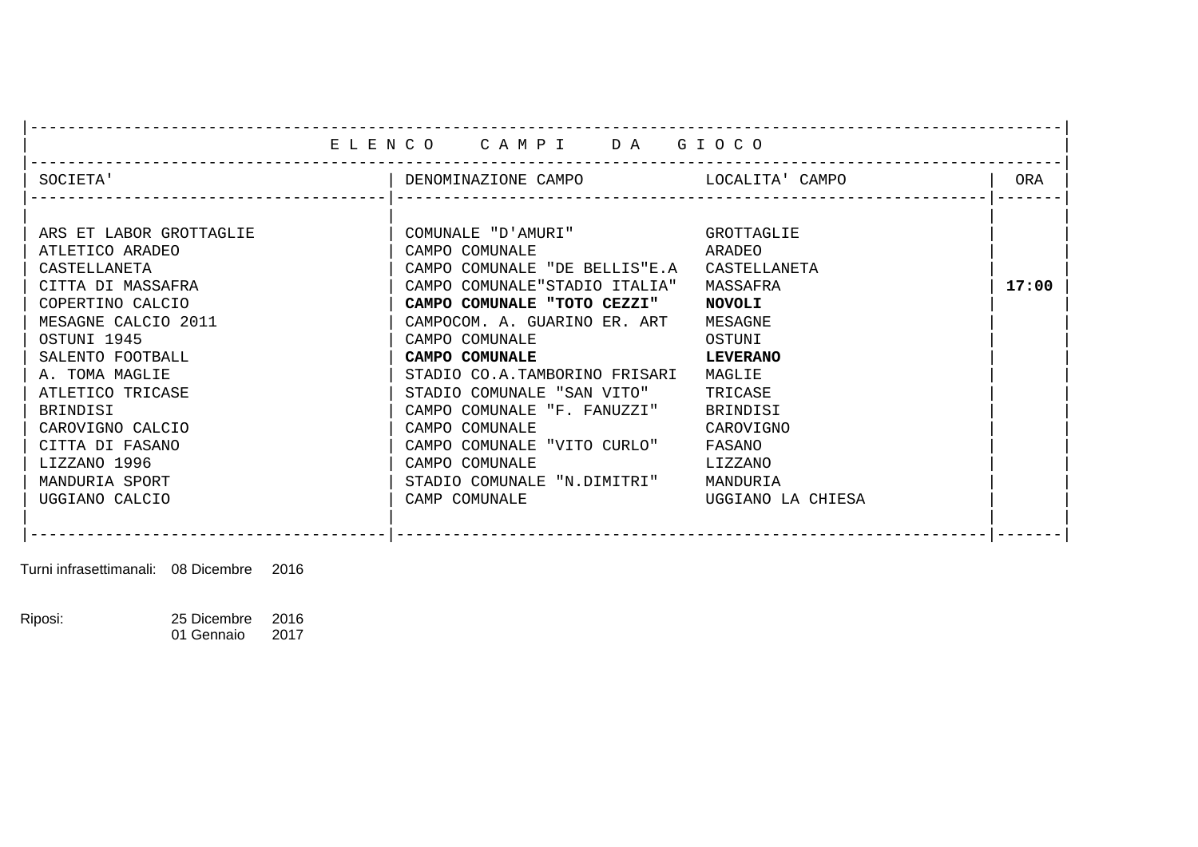# E L E N C O   C A M P I   D A   G I O C O

| SOCIETA' | DENOMINAZIONE CAMPO | LOCALITA' CAMPO | ORA |
|---|---|---|---|
| ARS ET LABOR GROTTAGLIE | COMUNALE "D'AMURI" | GROTTAGLIE | |
| ATLETICO ARADEO | CAMPO COMUNALE | ARADEO | |
| CASTELLANETA | CAMPO COMUNALE "DE BELLIS"E.A | CASTELLANETA | |
| CITTA DI MASSAFRA | CAMPO COMUNALE"STADIO ITALIA" | MASSAFRA | **17:00** |
| COPERTINO CALCIO | **CAMPO COMUNALE "TOTO CEZZI"** | **NOVOLI** | |
| MESAGNE CALCIO 2011 | CAMPOCOM. A. GUARINO ER. ART | MESAGNE | |
| OSTUNI 1945 | CAMPO COMUNALE | OSTUNI | |
| SALENTO FOOTBALL | **CAMPO COMUNALE** | **LEVERANO** | |
| A. TOMA MAGLIE | STADIO CO.A.TAMBORINO FRISARI | MAGLIE | |
| ATLETICO TRICASE | STADIO COMUNALE "SAN VITO" | TRICASE | |
| BRINDISI | CAMPO COMUNALE "F. FANUZZI" | BRINDISI | |
| CAROVIGNO CALCIO | CAMPO COMUNALE | CAROVIGNO | |
| CITTA DI FASANO | CAMPO COMUNALE "VITO CURLO" | FASANO | |
| LIZZANO 1996 | CAMPO COMUNALE | LIZZANO | |
| MANDURIA SPORT | STADIO COMUNALE "N.DIMITRI" | MANDURIA | |
| UGGIANO CALCIO | CAMP COMUNALE | UGGIANO LA CHIESA | |

Turni infrasettimanali: 08 Dicembre 2016

Riposi: 25 Dicembre 2016
01 Gennaio 2017